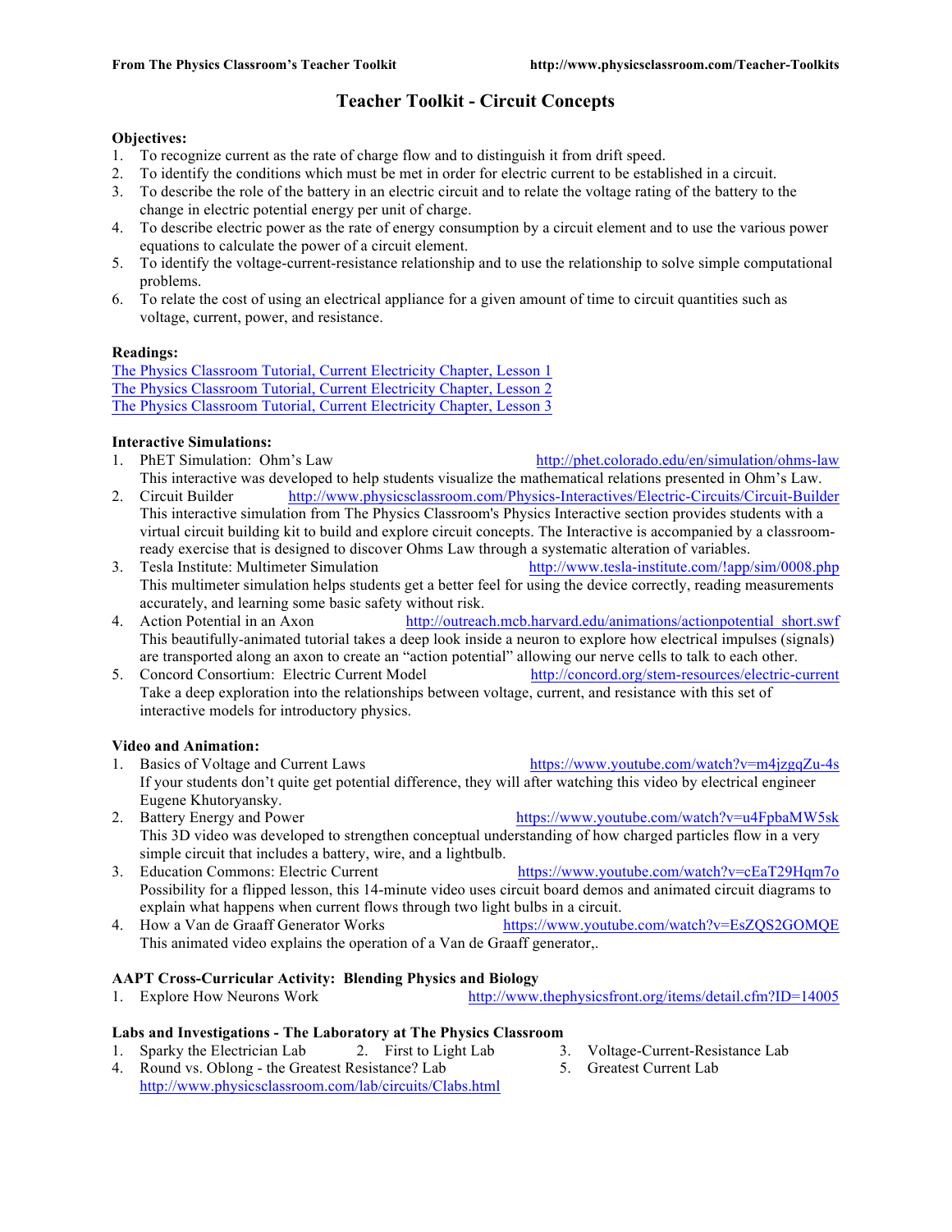# Teacher Toolkit - Circuit Concepts

**Objectives:**

1. To recognize current as the rate of charge flow and to distinguish it from drift speed.
2. To identify the conditions which must be met in order for electric current to be established in a circuit.
3. To describe the role of the battery in an electric circuit and to relate the voltage rating of the battery to the change in electric potential energy per unit of charge.
4. To describe electric power as the rate of energy consumption by a circuit element and to use the various power equations to calculate the power of a circuit element.
5. To identify the voltage-current-resistance relationship and to use the relationship to solve simple computational problems.
6. To relate the cost of using an electrical appliance for a given amount of time to circuit quantities such as voltage, current, power, and resistance.

**Readings:**

The Physics Classroom Tutorial, Current Electricity Chapter, Lesson 1
The Physics Classroom Tutorial, Current Electricity Chapter, Lesson 2
The Physics Classroom Tutorial, Current Electricity Chapter, Lesson 3

**Interactive Simulations:**

1. PhET Simulation: Ohm's Law http://phet.colorado.edu/en/simulation/ohms-law
   This interactive was developed to help students visualize the mathematical relations presented in Ohm's Law.
2. Circuit Builder http://www.physicsclassroom.com/Physics-Interactives/Electric-Circuits/Circuit-Builder
   This interactive simulation from The Physics Classroom's Physics Interactive section provides students with a virtual circuit building kit to build and explore circuit concepts. The Interactive is accompanied by a classroom-ready exercise that is designed to discover Ohms Law through a systematic alteration of variables.
3. Tesla Institute: Multimeter Simulation http://www.tesla-institute.com/!app/sim/0008.php
   This multimeter simulation helps students get a better feel for using the device correctly, reading measurements accurately, and learning some basic safety without risk.
4. Action Potential in an Axon http://outreach.mcb.harvard.edu/animations/actionpotential_short.swf
   This beautifully-animated tutorial takes a deep look inside a neuron to explore how electrical impulses (signals) are transported along an axon to create an "action potential" allowing our nerve cells to talk to each other.
5. Concord Consortium: Electric Current Model http://concord.org/stem-resources/electric-current
   Take a deep exploration into the relationships between voltage, current, and resistance with this set of interactive models for introductory physics.

**Video and Animation:**

1. Basics of Voltage and Current Laws https://www.youtube.com/watch?v=m4jzgqZu-4s
   If your students don't quite get potential difference, they will after watching this video by electrical engineer Eugene Khutoryansky.
2. Battery Energy and Power https://www.youtube.com/watch?v=u4FpbaMW5sk
   This 3D video was developed to strengthen conceptual understanding of how charged particles flow in a very simple circuit that includes a battery, wire, and a lightbulb.
3. Education Commons: Electric Current https://www.youtube.com/watch?v=cEaT29Hqm7o
   Possibility for a flipped lesson, this 14-minute video uses circuit board demos and animated circuit diagrams to explain what happens when current flows through two light bulbs in a circuit.
4. How a Van de Graaff Generator Works https://www.youtube.com/watch?v=EsZQS2GOMQE
   This animated video explains the operation of a Van de Graaff generator,.

**AAPT Cross-Curricular Activity: Blending Physics and Biology**

1. Explore How Neurons Work http://www.thephysicsfront.org/items/detail.cfm?ID=14005

**Labs and Investigations - The Laboratory at The Physics Classroom**

1. Sparky the Electrician Lab
2. First to Light Lab
3. Voltage-Current-Resistance Lab
4. Round vs. Oblong - the Greatest Resistance? Lab
5. Greatest Current Lab

http://www.physicsclassroom.com/lab/circuits/Clabs.html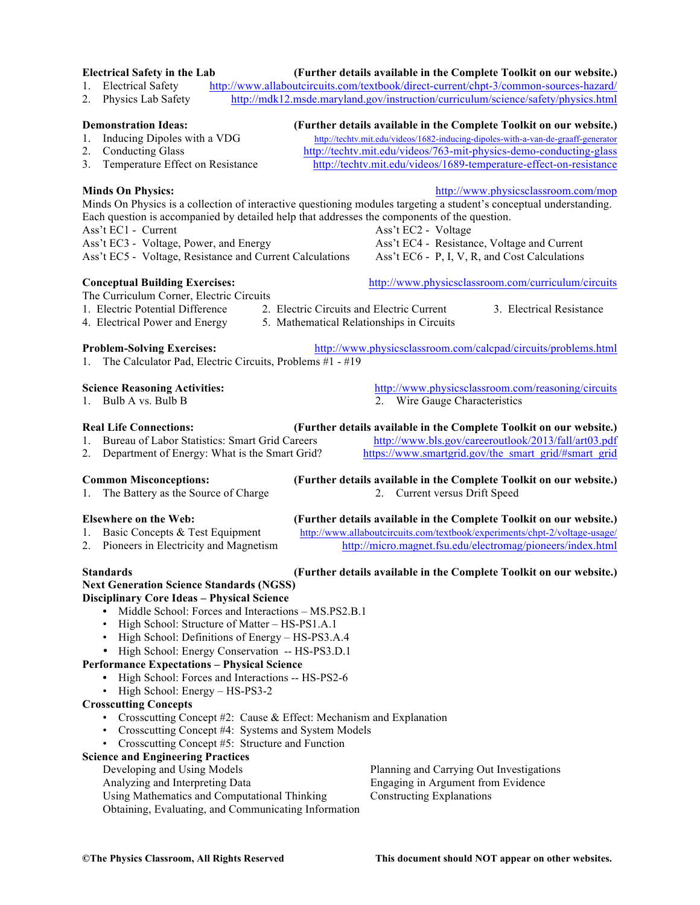**Electrical Safety in the Lab** **(Further details available in the Complete Toolkit on our website.)**

1. Electrical Safety http://www.allaboutcircuits.com/textbook/direct-current/chpt-3/common-sources-hazard/
2. Physics Lab Safety http://mdk12.msde.maryland.gov/instruction/curriculum/science/safety/physics.html

**Demonstration Ideas:** **(Further details available in the Complete Toolkit on our website.)**

1. Inducing Dipoles with a VDG http://techtv.mit.edu/videos/1682-inducing-dipoles-with-a-van-de-graaff-generator
2. Conducting Glass http://techtv.mit.edu/videos/763-mit-physics-demo-conducting-glass
3. Temperature Effect on Resistance http://techtv.mit.edu/videos/1689-temperature-effect-on-resistance

**Minds On Physics:** http://www.physicsclassroom.com/mop

Minds On Physics is a collection of interactive questioning modules targeting a student's conceptual understanding. Each question is accompanied by detailed help that addresses the components of the question.

Ass't EC1 - Current
Ass't EC2 - Voltage
Ass't EC3 - Voltage, Power, and Energy
Ass't EC4 - Resistance, Voltage and Current
Ass't EC5 - Voltage, Resistance and Current Calculations
Ass't EC6 - P, I, V, R, and Cost Calculations

**Conceptual Building Exercises:** http://www.physicsclassroom.com/curriculum/circuits

The Curriculum Corner, Electric Circuits

1. Electric Potential Difference
2. Electric Circuits and Electric Current
3. Electrical Resistance
4. Electrical Power and Energy
5. Mathematical Relationships in Circuits

**Problem-Solving Exercises:** http://www.physicsclassroom.com/calcpad/circuits/problems.html

1. The Calculator Pad, Electric Circuits, Problems #1 - #19

**Science Reasoning Activities:** http://www.physicsclassroom.com/reasoning/circuits

1. Bulb A vs. Bulb B
2. Wire Gauge Characteristics

**Real Life Connections:** **(Further details available in the Complete Toolkit on our website.)**

1. Bureau of Labor Statistics: Smart Grid Careers http://www.bls.gov/careeroutlook/2013/fall/art03.pdf
2. Department of Energy: What is the Smart Grid? https://www.smartgrid.gov/the_smart_grid/#smart_grid

**Common Misconceptions:** **(Further details available in the Complete Toolkit on our website.)**

1. The Battery as the Source of Charge
2. Current versus Drift Speed

**Elsewhere on the Web:** **(Further details available in the Complete Toolkit on our website.)**

1. Basic Concepts & Test Equipment http://www.allaboutcircuits.com/textbook/experiments/chpt-2/voltage-usage/
2. Pioneers in Electricity and Magnetism http://micro.magnet.fsu.edu/electromag/pioneers/index.html

**Standards** **(Further details available in the Complete Toolkit on our website.)**

**Next Generation Science Standards (NGSS)**

**Disciplinary Core Ideas – Physical Science**

- Middle School: Forces and Interactions – MS.PS2.B.1
- High School: Structure of Matter – HS-PS1.A.1
- High School: Definitions of Energy – HS-PS3.A.4
- High School: Energy Conservation -- HS-PS3.D.1

**Performance Expectations – Physical Science**

- High School: Forces and Interactions -- HS-PS2-6
- High School: Energy – HS-PS3-2

**Crosscutting Concepts**

- Crosscutting Concept #2: Cause & Effect: Mechanism and Explanation
- Crosscutting Concept #4: Systems and System Models
- Crosscutting Concept #5: Structure and Function

**Science and Engineering Practices**

Developing and Using Models
Planning and Carrying Out Investigations
Analyzing and Interpreting Data
Engaging in Argument from Evidence
Using Mathematics and Computational Thinking
Constructing Explanations
Obtaining, Evaluating, and Communicating Information

**©The Physics Classroom, All Rights Reserved** **This document should NOT appear on other websites.**